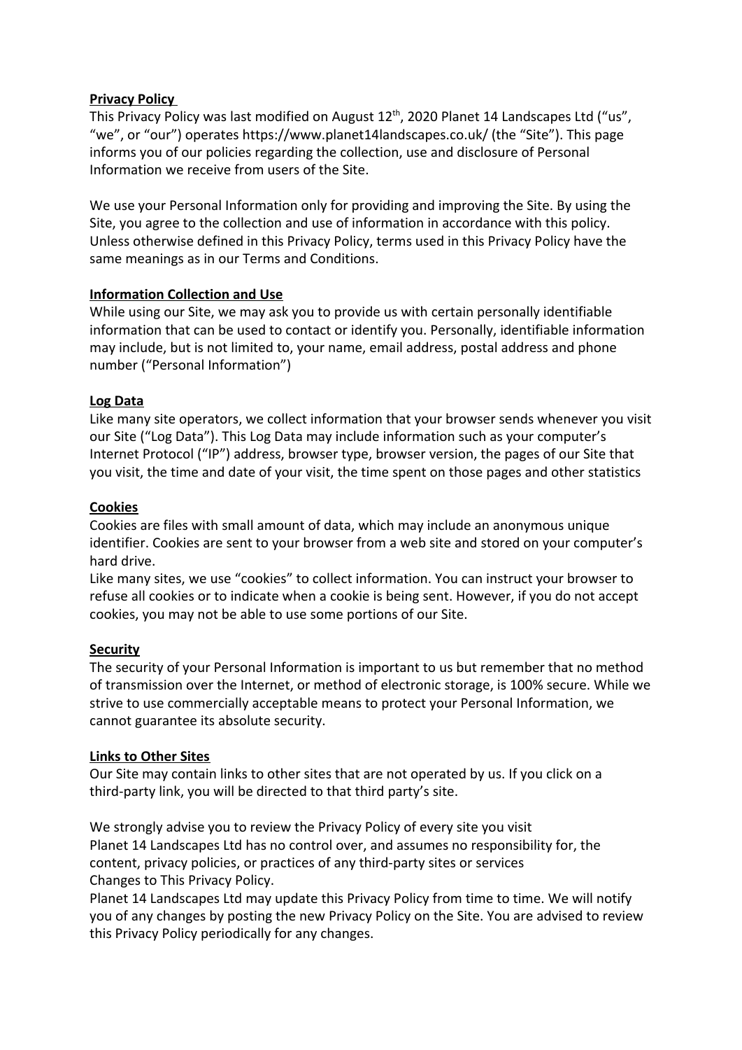## Privacy Policy

This Privacy Policy was last modified on August 12th, 2020 Planet 14 Landscapes Ltd ("us", "we", or "our") operates https://www.planet14landscapes.co.uk/ (the "Site"). This page informs you of our policies regarding the collection, use and disclosure of Personal Information we receive from users of the Site.

We use your Personal Information only for providing and improving the Site. By using the Site, you agree to the collection and use of information in accordance with this policy. Unless otherwise defined in this Privacy Policy, terms used in this Privacy Policy have the same meanings as in our Terms and Conditions.

## Information Collection and Use

While using our Site, we may ask you to provide us with certain personally identifiable information that can be used to contact or identify you. Personally, identifiable information may include, but is not limited to, your name, email address, postal address and phone number ("Personal Information")

## Log Data

Like many site operators, we collect information that your browser sends whenever you visit our Site ("Log Data"). This Log Data may include information such as your computer's Internet Protocol ("IP") address, browser type, browser version, the pages of our Site that you visit, the time and date of your visit, the time spent on those pages and other statistics

## Cookies

Cookies are files with small amount of data, which may include an anonymous unique identifier. Cookies are sent to your browser from a web site and stored on your computer's hard drive.

Like many sites, we use "cookies" to collect information. You can instruct your browser to refuse all cookies or to indicate when a cookie is being sent. However, if you do not accept cookies, you may not be able to use some portions of our Site.

## Security

The security of your Personal Information is important to us but remember that no method of transmission over the Internet, or method of electronic storage, is 100% secure. While we strive to use commercially acceptable means to protect your Personal Information, we cannot guarantee its absolute security.

## Links to Other Sites

Our Site may contain links to other sites that are not operated by us. If you click on a third-party link, you will be directed to that third party's site.

We strongly advise you to review the Privacy Policy of every site you visit
Planet 14 Landscapes Ltd has no control over, and assumes no responsibility for, the content, privacy policies, or practices of any third-party sites or services
Changes to This Privacy Policy.
Planet 14 Landscapes Ltd may update this Privacy Policy from time to time. We will notify you of any changes by posting the new Privacy Policy on the Site. You are advised to review this Privacy Policy periodically for any changes.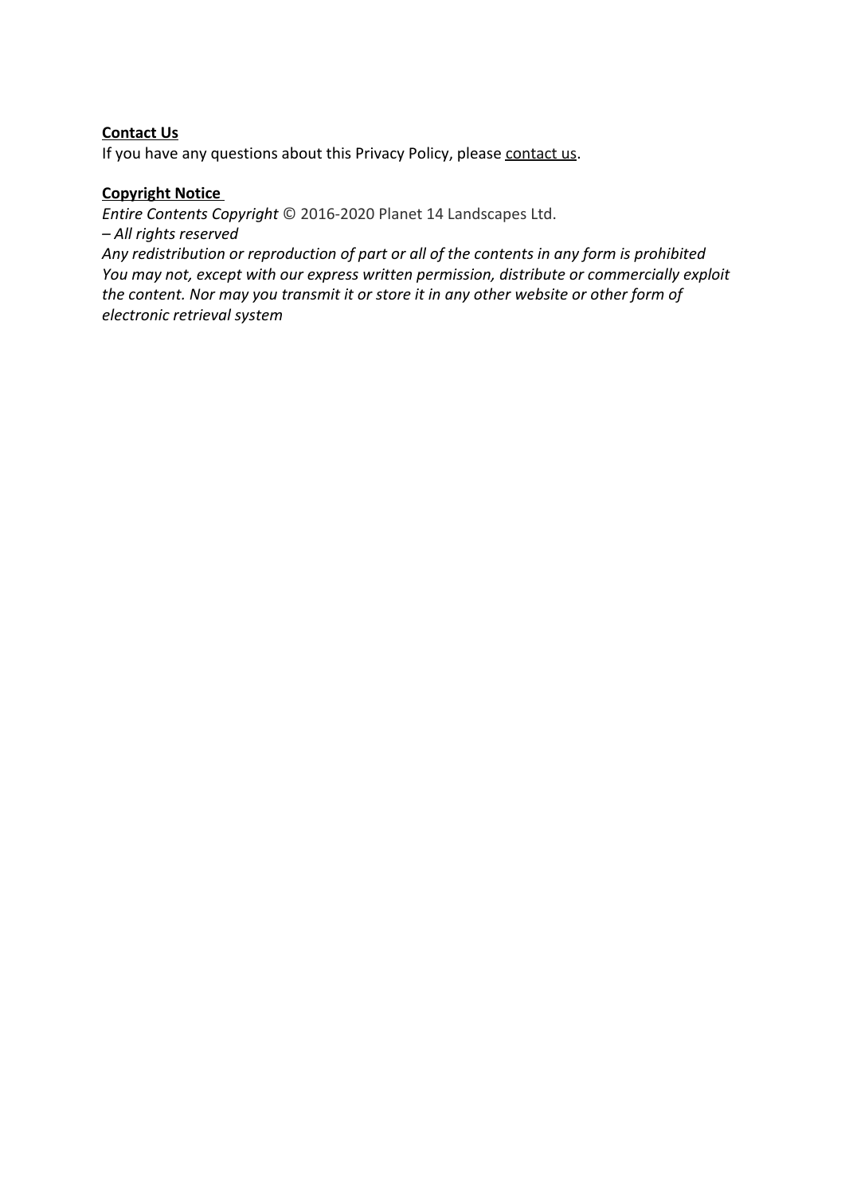**Contact Us**

If you have any questions about this Privacy Policy, please contact us.

**Copyright Notice**

*Entire Contents Copyright* © 2016-2020 Planet 14 Landscapes Ltd.
*– All rights reserved*
*Any redistribution or reproduction of part or all of the contents in any form is prohibited*
*You may not, except with our express written permission, distribute or commercially exploit the content. Nor may you transmit it or store it in any other website or other form of electronic retrieval system*